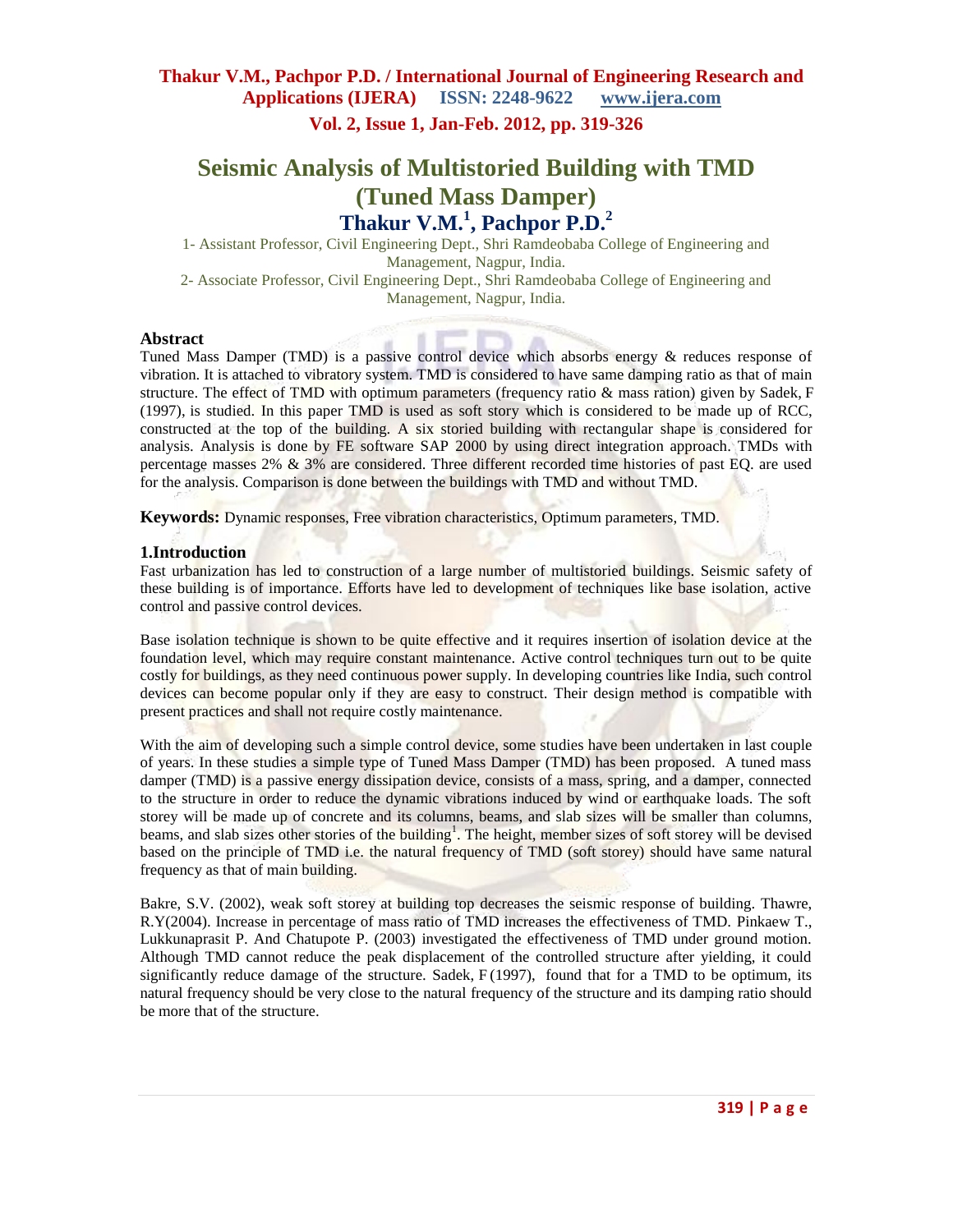# Seismic Analysis of Multistoried Building with TMD (Tuned Mass Damper)

## Thakur V.M.[1], Pachpor P.D.[2]

1- Assistant Professor, Civil Engineering Dept., Shri Ramdeobaba College of Engineering and Management, Nagpur, India.

2- Associate Professor, Civil Engineering Dept., Shri Ramdeobaba College of Engineering and Management, Nagpur, India.

### Abstract

Tuned Mass Damper (TMD) is a passive control device which absorbs energy & reduces response of vibration. It is attached to vibratory system. TMD is considered to have same damping ratio as that of main structure. The effect of TMD with optimum parameters (frequency ratio & mass ration) given by Sadek, F (1997), is studied. In this paper TMD is used as soft story which is considered to be made up of RCC, constructed at the top of the building. A six storied building with rectangular shape is considered for analysis. Analysis is done by FE software SAP 2000 by using direct integration approach. TMDs with percentage masses 2% & 3% are considered. Three different recorded time histories of past EQ. are used for the analysis. Comparison is done between the buildings with TMD and without TMD.

**Keywords:** Dynamic responses, Free vibration characteristics, Optimum parameters, TMD.

### 1.Introduction

Fast urbanization has led to construction of a large number of multistoried buildings. Seismic safety of these building is of importance. Efforts have led to development of techniques like base isolation, active control and passive control devices.

Base isolation technique is shown to be quite effective and it requires insertion of isolation device at the foundation level, which may require constant maintenance. Active control techniques turn out to be quite costly for buildings, as they need continuous power supply. In developing countries like India, such control devices can become popular only if they are easy to construct. Their design method is compatible with present practices and shall not require costly maintenance.

With the aim of developing such a simple control device, some studies have been undertaken in last couple of years. In these studies a simple type of Tuned Mass Damper (TMD) has been proposed. A tuned mass damper (TMD) is a passive energy dissipation device, consists of a mass, spring, and a damper, connected to the structure in order to reduce the dynamic vibrations induced by wind or earthquake loads. The soft storey will be made up of concrete and its columns, beams, and slab sizes will be smaller than columns, beams, and slab sizes other stories of the building[1]. The height, member sizes of soft storey will be devised based on the principle of TMD i.e. the natural frequency of TMD (soft storey) should have same natural frequency as that of main building.

Bakre, S.V. (2002), weak soft storey at building top decreases the seismic response of building. Thawre, R.Y(2004). Increase in percentage of mass ratio of TMD increases the effectiveness of TMD. Pinkaew T., Lukkunaprasit P. And Chatupote P. (2003) investigated the effectiveness of TMD under ground motion. Although TMD cannot reduce the peak displacement of the controlled structure after yielding, it could significantly reduce damage of the structure. Sadek, F (1997), found that for a TMD to be optimum, its natural frequency should be very close to the natural frequency of the structure and its damping ratio should be more that of the structure.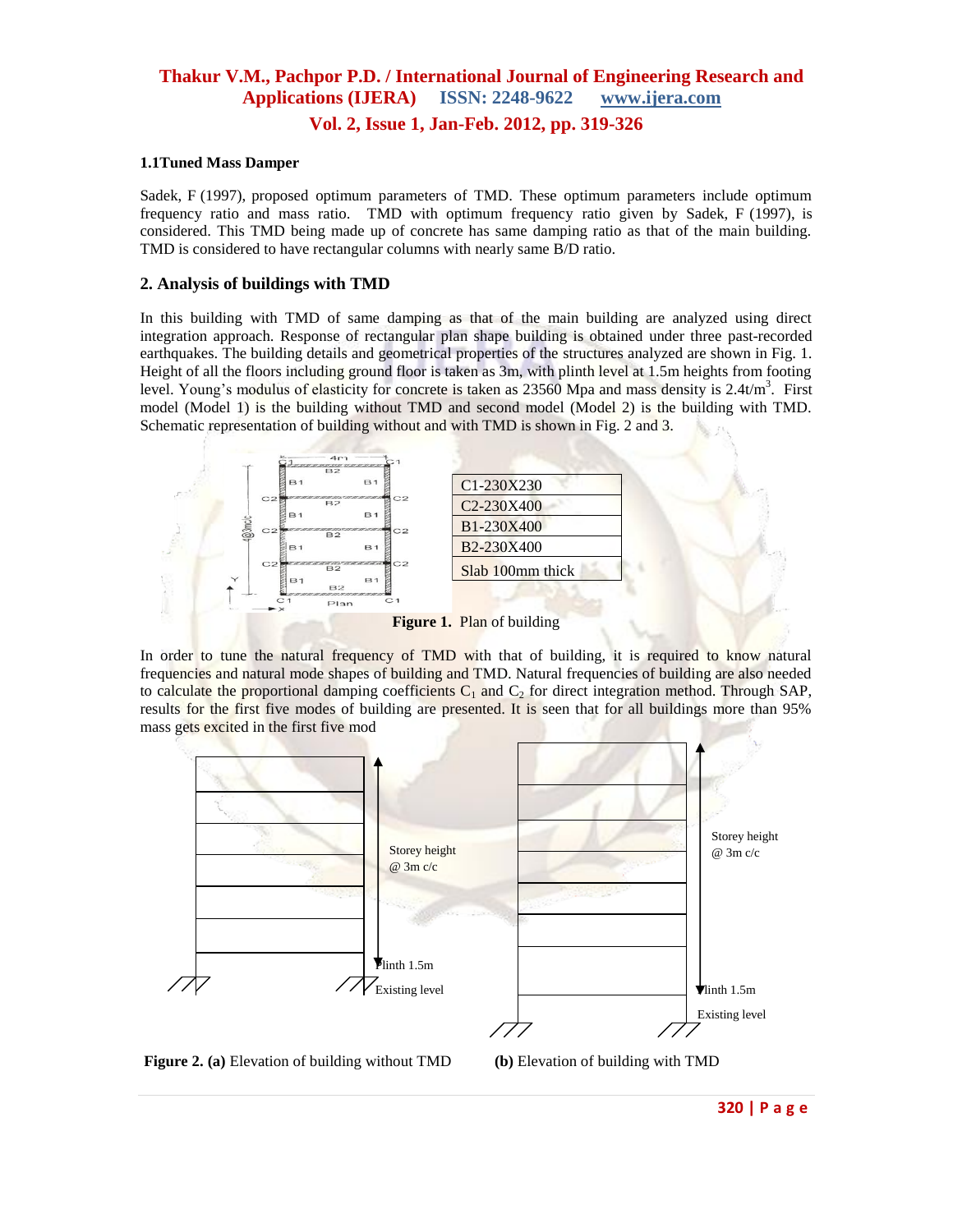### 1.1Tuned Mass Damper

Sadek, F (1997), proposed optimum parameters of TMD. These optimum parameters include optimum frequency ratio and mass ratio. TMD with optimum frequency ratio given by Sadek, F (1997), is considered. This TMD being made up of concrete has same damping ratio as that of the main building. TMD is considered to have rectangular columns with nearly same B/D ratio.

## 2. Analysis of buildings with TMD

In this building with TMD of same damping as that of the main building are analyzed using direct integration approach. Response of rectangular plan shape building is obtained under three past-recorded earthquakes. The building details and geometrical properties of the structures analyzed are shown in Fig. 1. Height of all the floors including ground floor is taken as 3m, with plinth level at 1.5m heights from footing level. Young's modulus of elasticity for concrete is taken as 23560 Mpa and mass density is $2.4t/m^3$. First model (Model 1) is the building without TMD and second model (Model 2) is the building with TMD. Schematic representation of building without and with TMD is shown in Fig. 2 and 3.

| C1-230X230 |
|---|
| C2-230X400 |
| B1-230X400 |
| B2-230X400 |
| Slab 100mm thick |

**Figure 1.** Plan of building

In order to tune the natural frequency of TMD with that of building, it is required to know natural frequencies and natural mode shapes of building and TMD. Natural frequencies of building are also needed to calculate the proportional damping coefficients $C_1$ and $C_2$ for direct integration method. Through SAP, results for the first five modes of building are presented. It is seen that for all buildings more than 95% mass gets excited in the first five mod

**Figure 2. (a)** Elevation of building without TMD **(b)** Elevation of building with TMD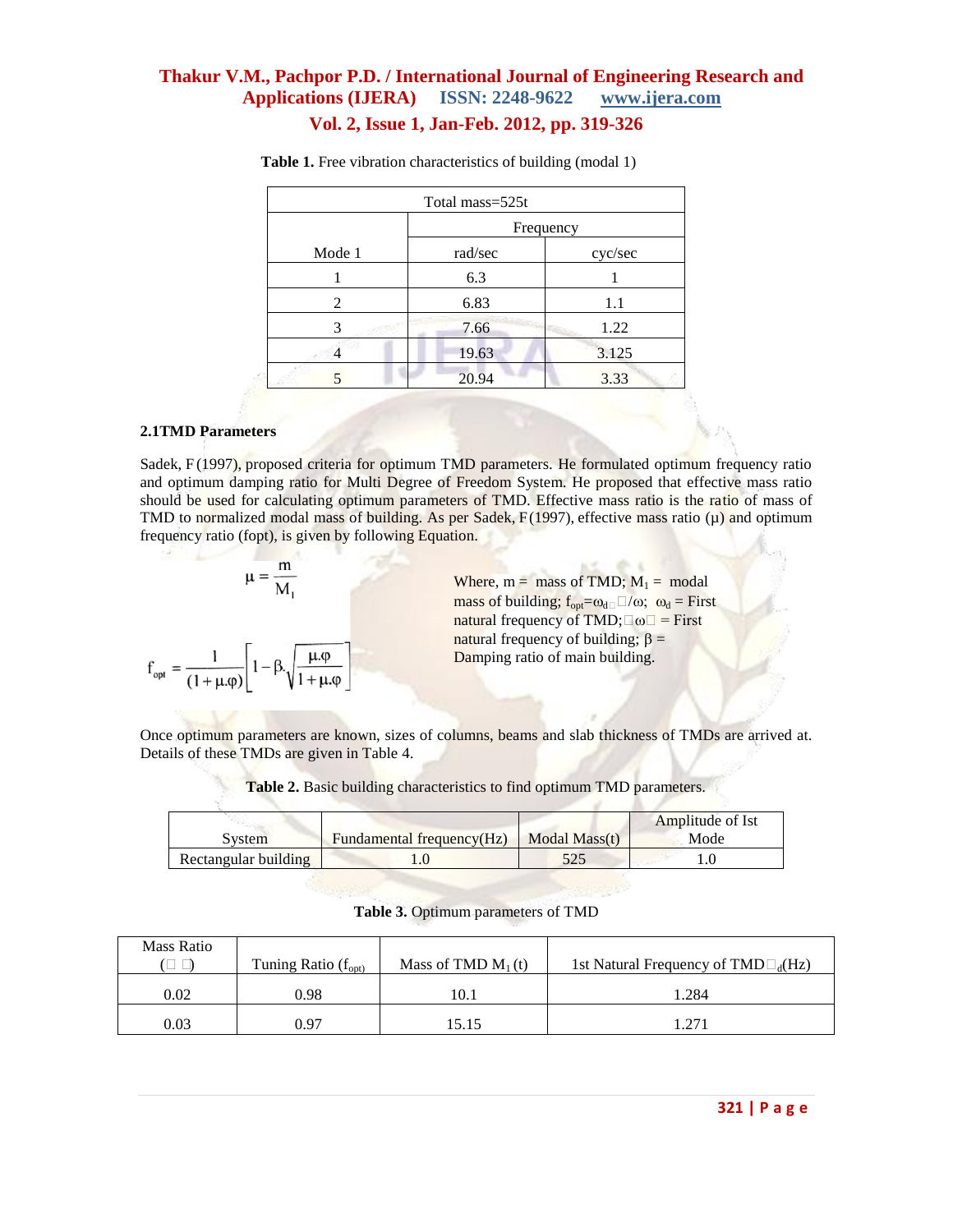**Table 1.** Free vibration characteristics of building (modal 1)

| Total mass=525t | | |
|---|---|---|
| | Frequency | |
| Mode 1 | rad/sec | cyc/sec |
| 1 | 6.3 | 1 |
| 2 | 6.83 | 1.1 |
| 3 | 7.66 | 1.22 |
| 4 | 19.63 | 3.125 |
| 5 | 20.94 | 3.33 |

### 2.1TMD Parameters

Sadek, F(1997), proposed criteria for optimum TMD parameters. He formulated optimum frequency ratio and optimum damping ratio for Multi Degree of Freedom System. He proposed that effective mass ratio should be used for calculating optimum parameters of TMD. Effective mass ratio is the ratio of mass of TMD to normalized modal mass of building. As per Sadek, F(1997), effective mass ratio (μ) and optimum frequency ratio (fopt), is given by following Equation.

$$\mu = \frac{m}{M_1}$$

$$f_{opt} = \frac{1}{(1+\mu.\varphi)}\left[1-\beta.\sqrt{\frac{\mu.\varphi}{1+\mu.\varphi}}\right]$$

Where, m = mass of TMD; $M_1$ = modal mass of building; $f_{opt}=\omega_{d}/\omega$; $\omega_d$ = First natural frequency of TMD; $\omega$ = First natural frequency of building; $\beta$ = Damping ratio of main building.

Once optimum parameters are known, sizes of columns, beams and slab thickness of TMDs are arrived at. Details of these TMDs are given in Table 4.

**Table 2.** Basic building characteristics to find optimum TMD parameters.

| System | Fundamental frequency(Hz) | Modal Mass(t) | Amplitude of Ist Mode |
|---|---|---|---|
| Rectangular building | 1.0 | 525 | 1.0 |

**Table 3.** Optimum parameters of TMD

| Mass Ratio ($\mu$) | Tuning Ratio ($f_{opt}$) | Mass of TMD $M_1$ (t) | 1st Natural Frequency of TMD $\omega_d$(Hz) |
|---|---|---|---|
| 0.02 | 0.98 | 10.1 | 1.284 |
| 0.03 | 0.97 | 15.15 | 1.271 |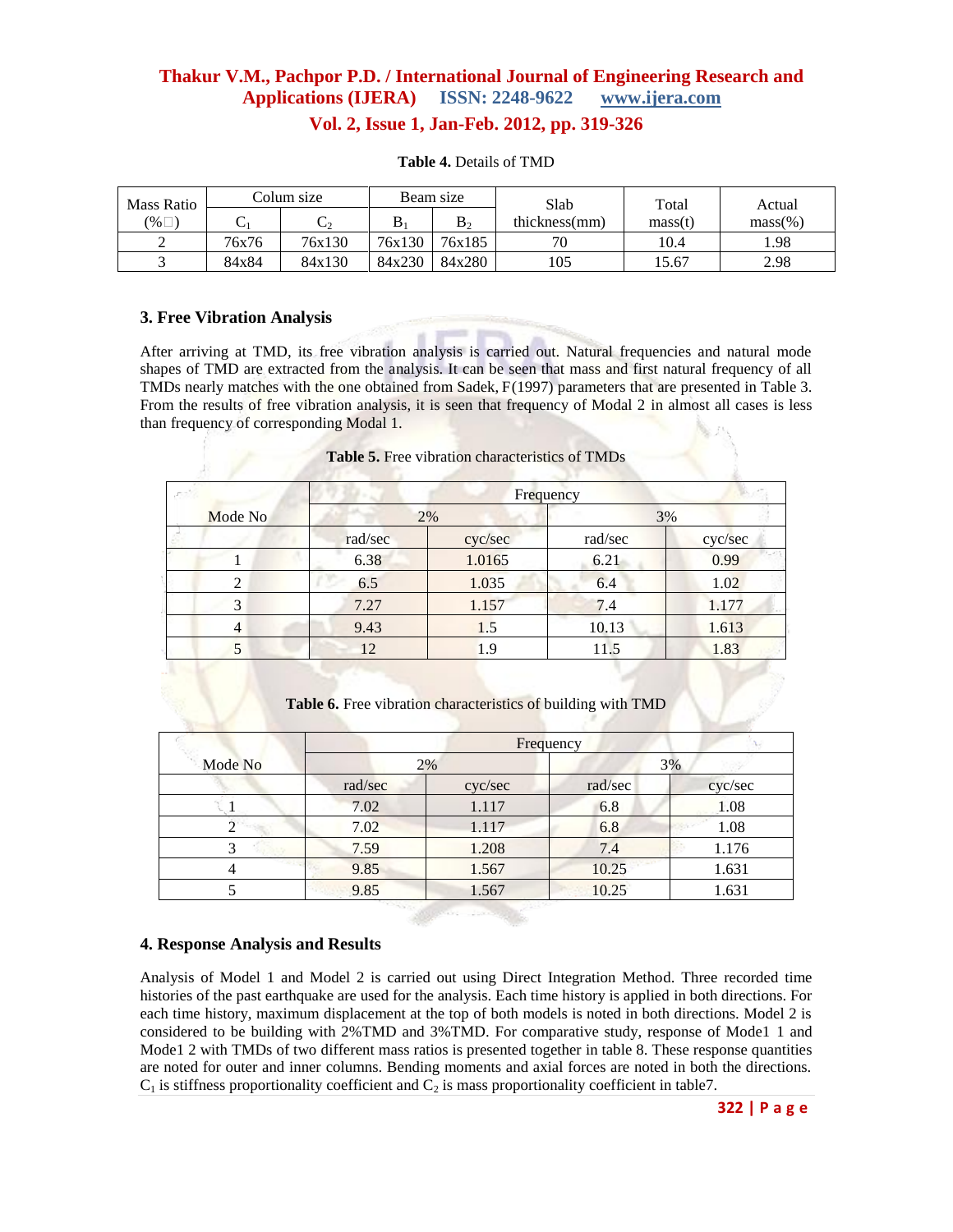**Table 4.** Details of TMD

| Mass Ratio (%) | Colum size | | Beam size | | Slab thickness(mm) | Total mass(t) | Actual mass(%) |
|---|---|---|---|---|---|---|---|
| | $C_1$ | $C_2$ | $B_1$ | $B_2$ | | | |
| 2 | 76x76 | 76x130 | 76x130 | 76x185 | 70 | 10.4 | 1.98 |
| 3 | 84x84 | 84x130 | 84x230 | 84x280 | 105 | 15.67 | 2.98 |

### 3. Free Vibration Analysis

After arriving at TMD, its free vibration analysis is carried out. Natural frequencies and natural mode shapes of TMD are extracted from the analysis. It can be seen that mass and first natural frequency of all TMDs nearly matches with the one obtained from Sadek, F(1997) parameters that are presented in Table 3. From the results of free vibration analysis, it is seen that frequency of Modal 2 in almost all cases is less than frequency of corresponding Modal 1.

**Table 5.** Free vibration characteristics of TMDs

| Mode No | Frequency | | | |
|---|---|---|---|---|
| | 2% | | 3% | |
| | rad/sec | cyc/sec | rad/sec | cyc/sec |
| 1 | 6.38 | 1.0165 | 6.21 | 0.99 |
| 2 | 6.5 | 1.035 | 6.4 | 1.02 |
| 3 | 7.27 | 1.157 | 7.4 | 1.177 |
| 4 | 9.43 | 1.5 | 10.13 | 1.613 |
| 5 | 12 | 1.9 | 11.5 | 1.83 |

**Table 6.** Free vibration characteristics of building with TMD

| Mode No | Frequency | | | |
|---|---|---|---|---|
| | 2% | | 3% | |
| | rad/sec | cyc/sec | rad/sec | cyc/sec |
| 1 | 7.02 | 1.117 | 6.8 | 1.08 |
| 2 | 7.02 | 1.117 | 6.8 | 1.08 |
| 3 | 7.59 | 1.208 | 7.4 | 1.176 |
| 4 | 9.85 | 1.567 | 10.25 | 1.631 |
| 5 | 9.85 | 1.567 | 10.25 | 1.631 |

### 4. Response Analysis and Results

Analysis of Model 1 and Model 2 is carried out using Direct Integration Method. Three recorded time histories of the past earthquake are used for the analysis. Each time history is applied in both directions. For each time history, maximum displacement at the top of both models is noted in both directions. Model 2 is considered to be building with 2%TMD and 3%TMD. For comparative study, response of Mode1 1 and Mode1 2 with TMDs of two different mass ratios is presented together in table 8. These response quantities are noted for outer and inner columns. Bending moments and axial forces are noted in both the directions. $C_1$ is stiffness proportionality coefficient and $C_2$ is mass proportionality coefficient in table7.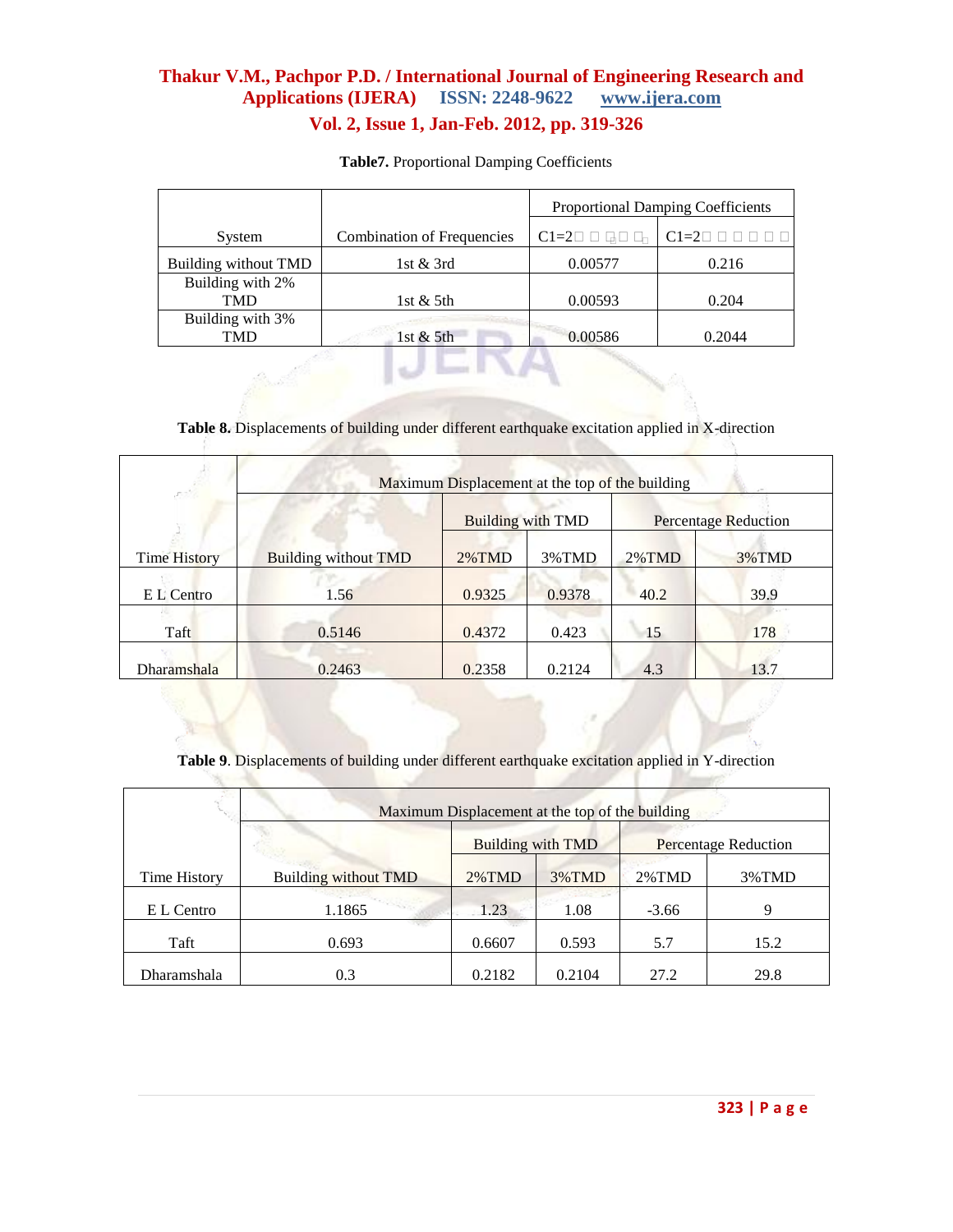**Table7.** Proportional Damping Coefficients

| System | Combination of Frequencies | Proportional Damping Coefficients | |
|---|---|---|---|
| | | C1=2□ □ □□ □ | C1=2□ □ □ □ □ □ |
| Building without TMD | 1st & 3rd | 0.00577 | 0.216 |
| Building with 2% TMD | 1st & 5th | 0.00593 | 0.204 |
| Building with 3% TMD | 1st & 5th | 0.00586 | 0.2044 |

**Table 8.** Displacements of building under different earthquake excitation applied in X-direction

| Time History | Maximum Displacement at the top of the building | | | | |
|---|---|---|---|---|---|
| | Building without TMD | Building with TMD | | Percentage Reduction | |
| | | 2%TMD | 3%TMD | 2%TMD | 3%TMD |
| E L Centro | 1.56 | 0.9325 | 0.9378 | 40.2 | 39.9 |
| Taft | 0.5146 | 0.4372 | 0.423 | 15 | 178 |
| Dharamshala | 0.2463 | 0.2358 | 0.2124 | 4.3 | 13.7 |

**Table 9**. Displacements of building under different earthquake excitation applied in Y-direction

| Time History | Maximum Displacement at the top of the building | | | | |
|---|---|---|---|---|---|
| | Building without TMD | Building with TMD | | Percentage Reduction | |
| | | 2%TMD | 3%TMD | 2%TMD | 3%TMD |
| E L Centro | 1.1865 | 1.23 | 1.08 | -3.66 | 9 |
| Taft | 0.693 | 0.6607 | 0.593 | 5.7 | 15.2 |
| Dharamshala | 0.3 | 0.2182 | 0.2104 | 27.2 | 29.8 |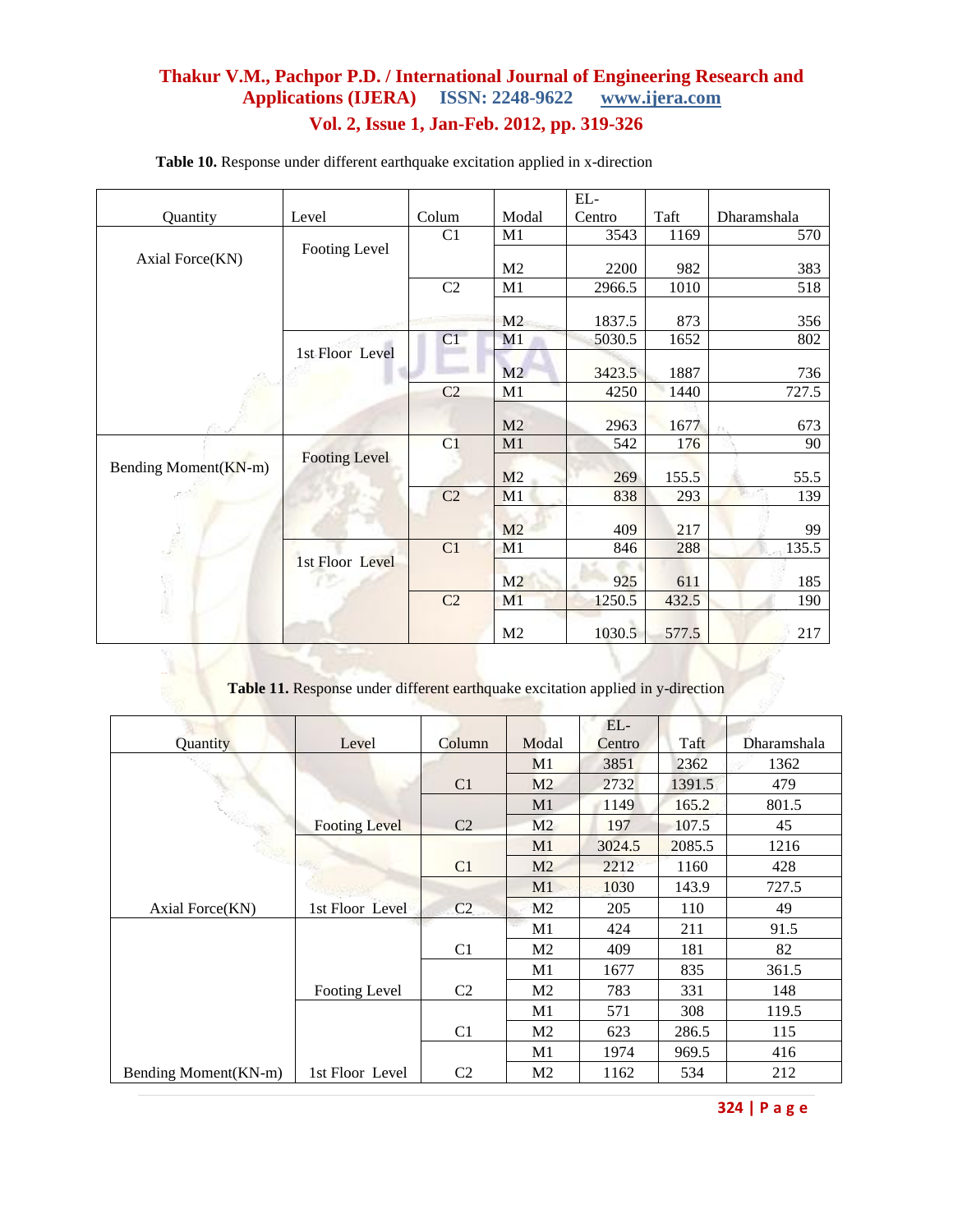**Table 10.** Response under different earthquake excitation applied in x-direction

| Quantity | Level | Colum | Modal | EL-Centro | Taft | Dharamshala |
|---|---|---|---|---|---|---|
| Axial Force(KN) | Footing Level | C1 | M1 | 3543 | 1169 | 570 |
| | | | M2 | 2200 | 982 | 383 |
| | | C2 | M1 | 2966.5 | 1010 | 518 |
| | | | M2 | 1837.5 | 873 | 356 |
| | 1st Floor Level | C1 | M1 | 5030.5 | 1652 | 802 |
| | | | M2 | 3423.5 | 1887 | 736 |
| | | C2 | M1 | 4250 | 1440 | 727.5 |
| | | | M2 | 2963 | 1677 | 673 |
| Bending Moment(KN-m) | Footing Level | C1 | M1 | 542 | 176 | 90 |
| | | | M2 | 269 | 155.5 | 55.5 |
| | | C2 | M1 | 838 | 293 | 139 |
| | | | M2 | 409 | 217 | 99 |
| | 1st Floor Level | C1 | M1 | 846 | 288 | 135.5 |
| | | | M2 | 925 | 611 | 185 |
| | | C2 | M1 | 1250.5 | 432.5 | 190 |
| | | | M2 | 1030.5 | 577.5 | 217 |

**Table 11.** Response under different earthquake excitation applied in y-direction

| Quantity | Level | Column | Modal | EL-Centro | Taft | Dharamshala |
|---|---|---|---|---|---|---|
| Axial Force(KN) | Footing Level | C1 | M1 | 3851 | 2362 | 1362 |
| | | | M2 | 2732 | 1391.5 | 479 |
| | | C2 | M1 | 1149 | 165.2 | 801.5 |
| | | | M2 | 197 | 107.5 | 45 |
| | 1st Floor Level | C1 | M1 | 3024.5 | 2085.5 | 1216 |
| | | | M2 | 2212 | 1160 | 428 |
| | | C2 | M1 | 1030 | 143.9 | 727.5 |
| | | | M2 | 205 | 110 | 49 |
| Bending Moment(KN-m) | Footing Level | C1 | M1 | 424 | 211 | 91.5 |
| | | | M2 | 409 | 181 | 82 |
| | | C2 | M1 | 1677 | 835 | 361.5 |
| | | | M2 | 783 | 331 | 148 |
| | 1st Floor Level | C1 | M1 | 571 | 308 | 119.5 |
| | | | M2 | 623 | 286.5 | 115 |
| | | C2 | M1 | 1974 | 969.5 | 416 |
| | | | M2 | 1162 | 534 | 212 |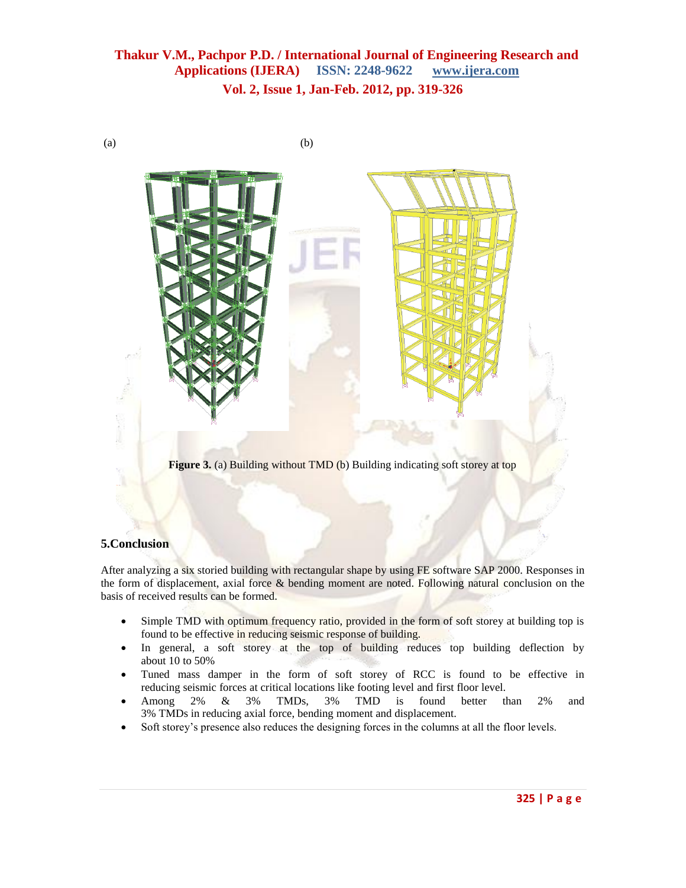(a) (b)

**Figure 3.** (a) Building without TMD (b) Building indicating soft storey at top

## 5.Conclusion

After analyzing a six storied building with rectangular shape by using FE software SAP 2000. Responses in the form of displacement, axial force & bending moment are noted. Following natural conclusion on the basis of received results can be formed.

- Simple TMD with optimum frequency ratio, provided in the form of soft storey at building top is found to be effective in reducing seismic response of building.
- In general, a soft storey at the top of building reduces top building deflection by about 10 to 50%
- Tuned mass damper in the form of soft storey of RCC is found to be effective in reducing seismic forces at critical locations like footing level and first floor level.
- Among 2% & 3% TMDs, 3% TMD is found better than 2% and 3% TMDs in reducing axial force, bending moment and displacement.
- Soft storey's presence also reduces the designing forces in the columns at all the floor levels.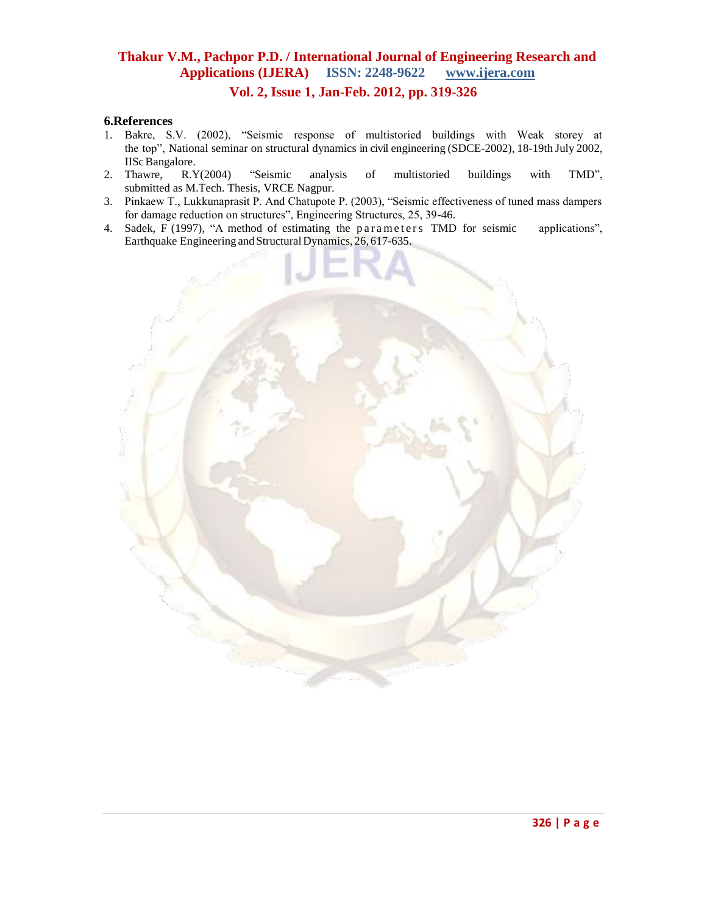### 6.References

1. Bakre, S.V. (2002), "Seismic response of multistoried buildings with Weak storey at the top", National seminar on structural dynamics in civil engineering (SDCE-2002), 18-19th July 2002, IISc Bangalore.
2. Thawre, R.Y(2004) "Seismic analysis of multistoried buildings with TMD", submitted as M.Tech. Thesis, VRCE Nagpur.
3. Pinkaew T., Lukkunaprasit P. And Chatupote P. (2003), "Seismic effectiveness of tuned mass dampers for damage reduction on structures", Engineering Structures, 25, 39-46.
4. Sadek, F (1997), "A method of estimating the parameters TMD for seismic applications", Earthquake Engineering and Structural Dynamics, 26, 617-635.